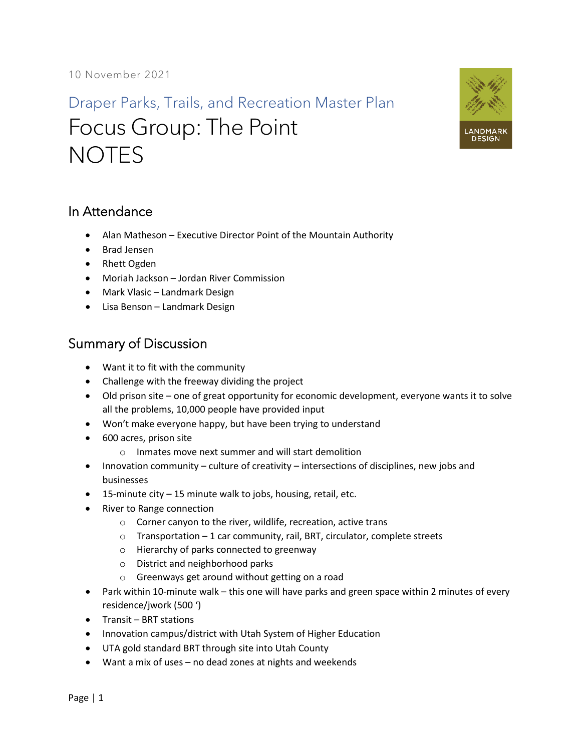10 November 2021

Draper Parks, Trails, and Recreation Master Plan

# Focus Group: The Point NOTES

LANDMARK DESIGN

## In Attendance

- Alan Matheson – Executive Director Point of the Mountain Authority
- Brad Jensen
- Rhett Ogden
- Moriah Jackson – Jordan River Commission
- Mark Vlasic – Landmark Design
- Lisa Benson – Landmark Design

## Summary of Discussion

- Want it to fit with the community
- Challenge with the freeway dividing the project
- Old prison site – one of great opportunity for economic development, everyone wants it to solve all the problems, 10,000 people have provided input
- Won't make everyone happy, but have been trying to understand
- 600 acres, prison site
  - Inmates move next summer and will start demolition
- Innovation community – culture of creativity – intersections of disciplines, new jobs and businesses
- 15-minute city – 15 minute walk to jobs, housing, retail, etc.
- River to Range connection
  - Corner canyon to the river, wildlife, recreation, active trans
  - Transportation – 1 car community, rail, BRT, circulator, complete streets
  - Hierarchy of parks connected to greenway
  - District and neighborhood parks
  - Greenways get around without getting on a road
- Park within 10-minute walk – this one will have parks and green space within 2 minutes of every residence/jwork (500 ')
- Transit – BRT stations
- Innovation campus/district with Utah System of Higher Education
- UTA gold standard BRT through site into Utah County
- Want a mix of uses – no dead zones at nights and weekends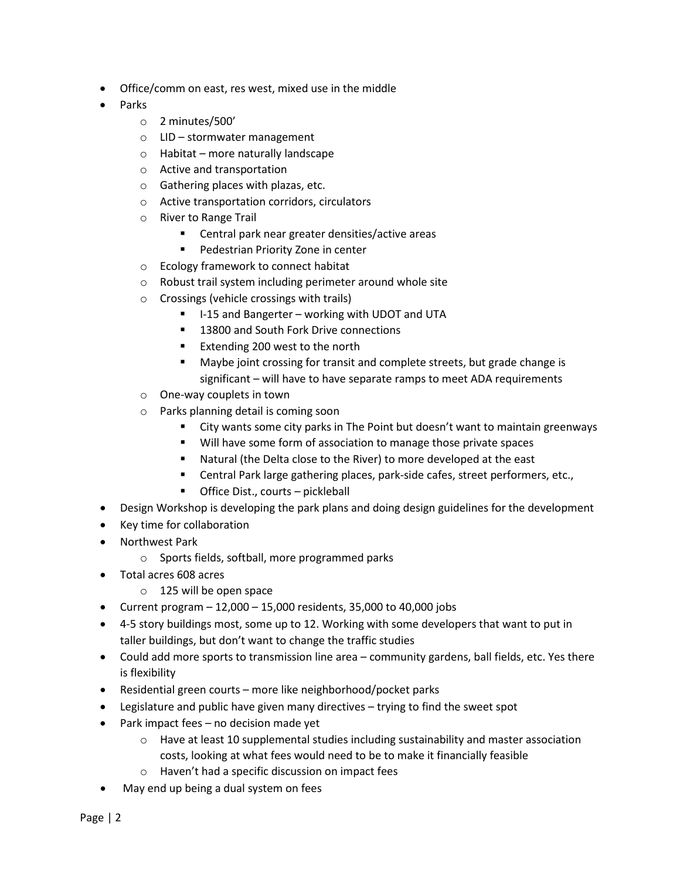- Office/comm on east, res west, mixed use in the middle
- Parks
    - 2 minutes/500'
    - LID – stormwater management
    - Habitat – more naturally landscape
    - Active and transportation
    - Gathering places with plazas, etc.
    - Active transportation corridors, circulators
    - River to Range Trail
        - Central park near greater densities/active areas
        - Pedestrian Priority Zone in center
    - Ecology framework to connect habitat
    - Robust trail system including perimeter around whole site
    - Crossings (vehicle crossings with trails)
        - I-15 and Bangerter – working with UDOT and UTA
        - 13800 and South Fork Drive connections
        - Extending 200 west to the north
        - Maybe joint crossing for transit and complete streets, but grade change is significant – will have to have separate ramps to meet ADA requirements
    - One-way couplets in town
    - Parks planning detail is coming soon
        - City wants some city parks in The Point but doesn't want to maintain greenways
        - Will have some form of association to manage those private spaces
        - Natural (the Delta close to the River) to more developed at the east
        - Central Park large gathering places, park-side cafes, street performers, etc.,
        - Office Dist., courts – pickleball
- Design Workshop is developing the park plans and doing design guidelines for the development
- Key time for collaboration
- Northwest Park
    - Sports fields, softball, more programmed parks
- Total acres 608 acres
    - 125 will be open space
- Current program – 12,000 – 15,000 residents, 35,000 to 40,000 jobs
- 4-5 story buildings most, some up to 12. Working with some developers that want to put in taller buildings, but don't want to change the traffic studies
- Could add more sports to transmission line area – community gardens, ball fields, etc. Yes there is flexibility
- Residential green courts – more like neighborhood/pocket parks
- Legislature and public have given many directives – trying to find the sweet spot
- Park impact fees – no decision made yet
    - Have at least 10 supplemental studies including sustainability and master association costs, looking at what fees would need to be to make it financially feasible
    - Haven't had a specific discussion on impact fees
- May end up being a dual system on fees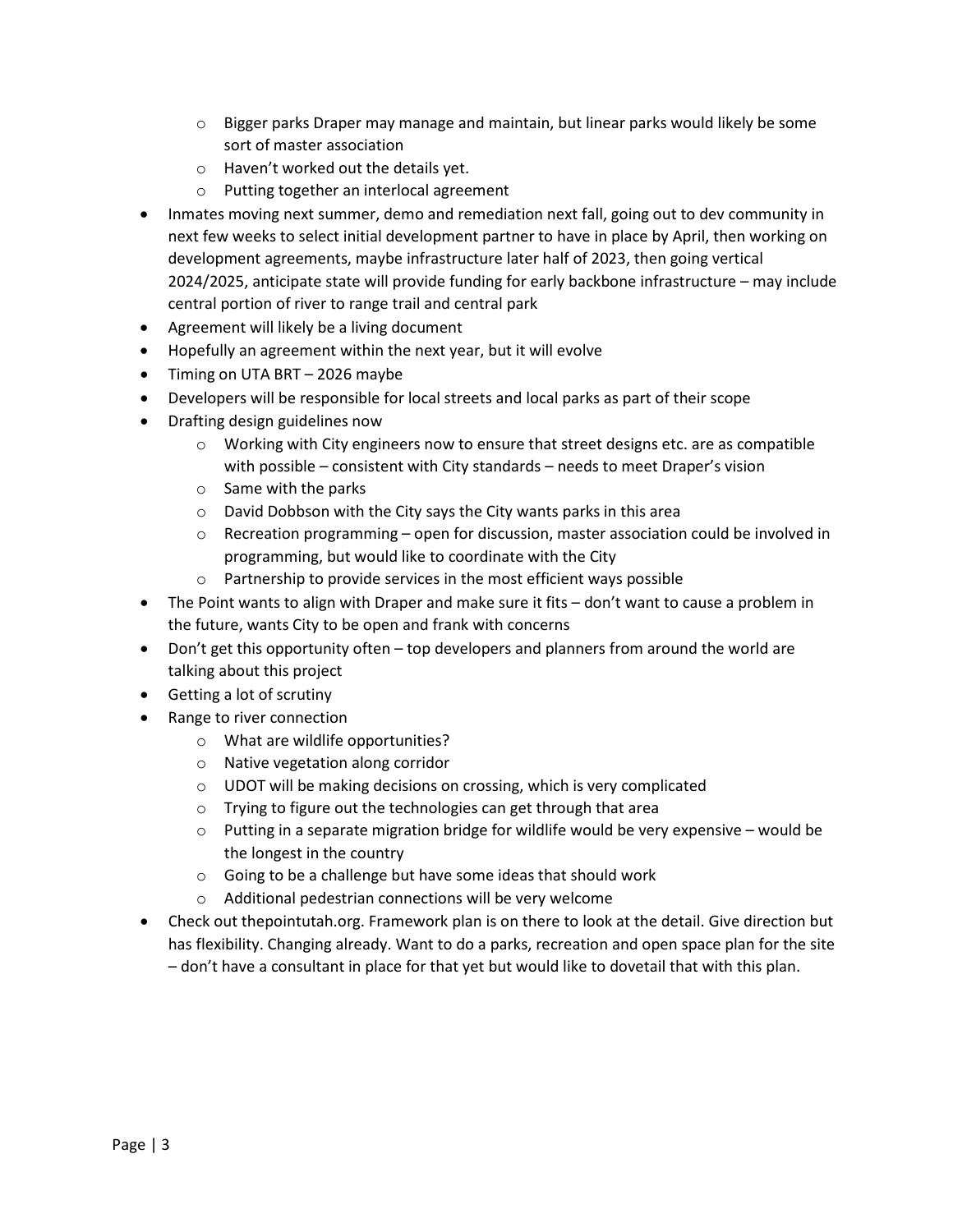- Bigger parks Draper may manage and maintain, but linear parks would likely be some sort of master association
  - Haven't worked out the details yet.
  - Putting together an interlocal agreement
- Inmates moving next summer, demo and remediation next fall, going out to dev community in next few weeks to select initial development partner to have in place by April, then working on development agreements, maybe infrastructure later half of 2023, then going vertical 2024/2025, anticipate state will provide funding for early backbone infrastructure – may include central portion of river to range trail and central park
- Agreement will likely be a living document
- Hopefully an agreement within the next year, but it will evolve
- Timing on UTA BRT – 2026 maybe
- Developers will be responsible for local streets and local parks as part of their scope
- Drafting design guidelines now
  - Working with City engineers now to ensure that street designs etc. are as compatible with possible – consistent with City standards – needs to meet Draper's vision
  - Same with the parks
  - David Dobbson with the City says the City wants parks in this area
  - Recreation programming – open for discussion, master association could be involved in programming, but would like to coordinate with the City
  - Partnership to provide services in the most efficient ways possible
- The Point wants to align with Draper and make sure it fits – don't want to cause a problem in the future, wants City to be open and frank with concerns
- Don't get this opportunity often – top developers and planners from around the world are talking about this project
- Getting a lot of scrutiny
- Range to river connection
  - What are wildlife opportunities?
  - Native vegetation along corridor
  - UDOT will be making decisions on crossing, which is very complicated
  - Trying to figure out the technologies can get through that area
  - Putting in a separate migration bridge for wildlife would be very expensive – would be the longest in the country
  - Going to be a challenge but have some ideas that should work
  - Additional pedestrian connections will be very welcome
- Check out thepointutah.org. Framework plan is on there to look at the detail. Give direction but has flexibility. Changing already. Want to do a parks, recreation and open space plan for the site – don't have a consultant in place for that yet but would like to dovetail that with this plan.